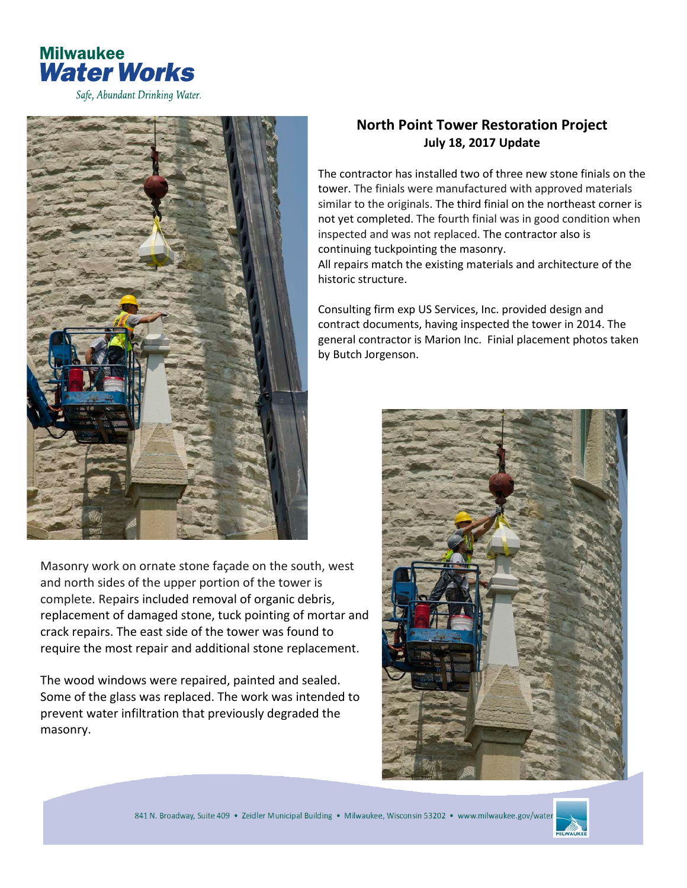Milwaukee
**Water Works**
*Safe, Abundant Drinking Water.*

## North Point Tower Restoration Project

**July 18, 2017 Update**

The contractor has installed two of three new stone finials on the tower. The finials were manufactured with approved materials similar to the originals. The third finial on the northeast corner is not yet completed. The fourth finial was in good condition when inspected and was not replaced. The contractor also is continuing tuckpointing the masonry.
All repairs match the existing materials and architecture of the historic structure.

Consulting firm exp US Services, Inc. provided design and contract documents, having inspected the tower in 2014. The general contractor is Marion Inc. Finial placement photos taken by Butch Jorgenson.

Masonry work on ornate stone façade on the south, west and north sides of the upper portion of the tower is complete. Repairs included removal of organic debris, replacement of damaged stone, tuck pointing of mortar and crack repairs. The east side of the tower was found to require the most repair and additional stone replacement.

The wood windows were repaired, painted and sealed. Some of the glass was replaced. The work was intended to prevent water infiltration that previously degraded the masonry.

841 N. Broadway, Suite 409 • Zeidler Municipal Building • Milwaukee, Wisconsin 53202 • www.milwaukee.gov/water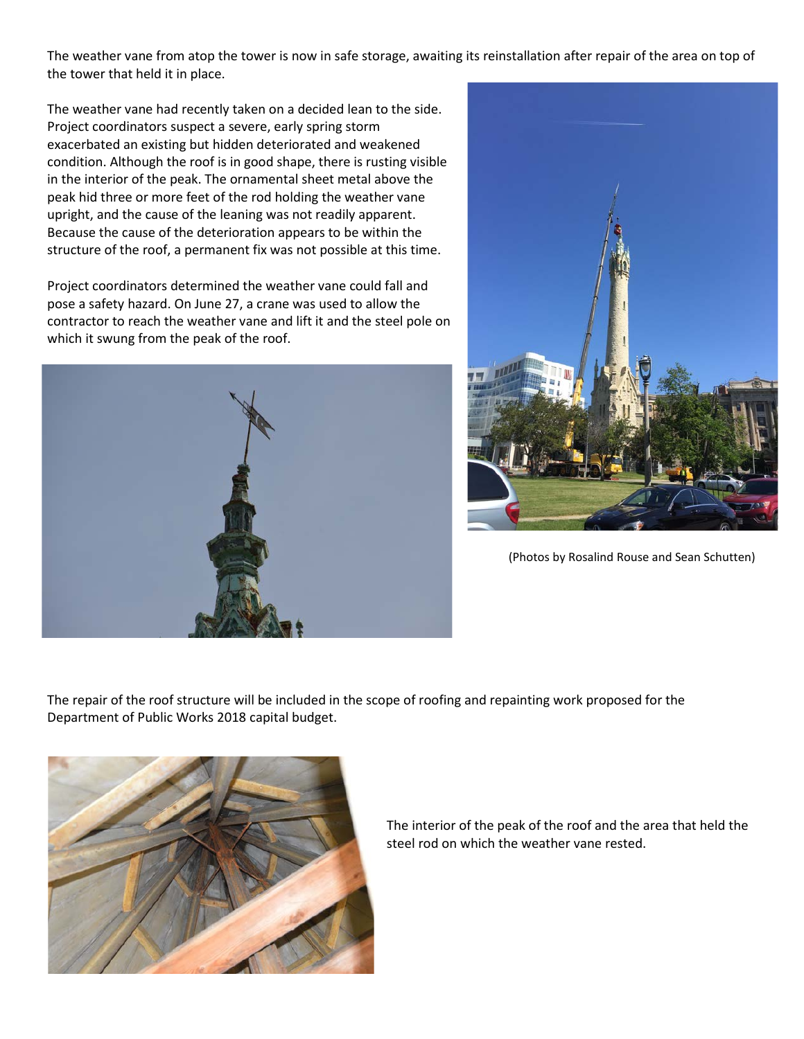The weather vane from atop the tower is now in safe storage, awaiting its reinstallation after repair of the area on top of the tower that held it in place.

The weather vane had recently taken on a decided lean to the side. Project coordinators suspect a severe, early spring storm exacerbated an existing but hidden deteriorated and weakened condition. Although the roof is in good shape, there is rusting visible in the interior of the peak. The ornamental sheet metal above the peak hid three or more feet of the rod holding the weather vane upright, and the cause of the leaning was not readily apparent. Because the cause of the deterioration appears to be within the structure of the roof, a permanent fix was not possible at this time.

Project coordinators determined the weather vane could fall and pose a safety hazard. On June 27, a crane was used to allow the contractor to reach the weather vane and lift it and the steel pole on which it swung from the peak of the roof.

(Photos by Rosalind Rouse and Sean Schutten)

The repair of the roof structure will be included in the scope of roofing and repainting work proposed for the Department of Public Works 2018 capital budget.

The interior of the peak of the roof and the area that held the steel rod on which the weather vane rested.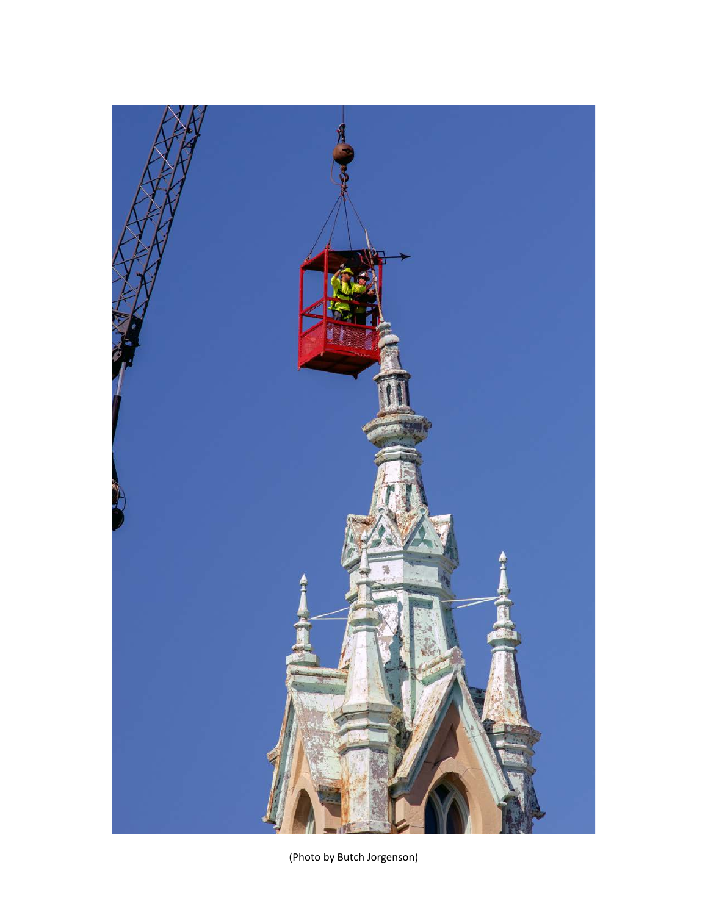(Photo by Butch Jorgenson)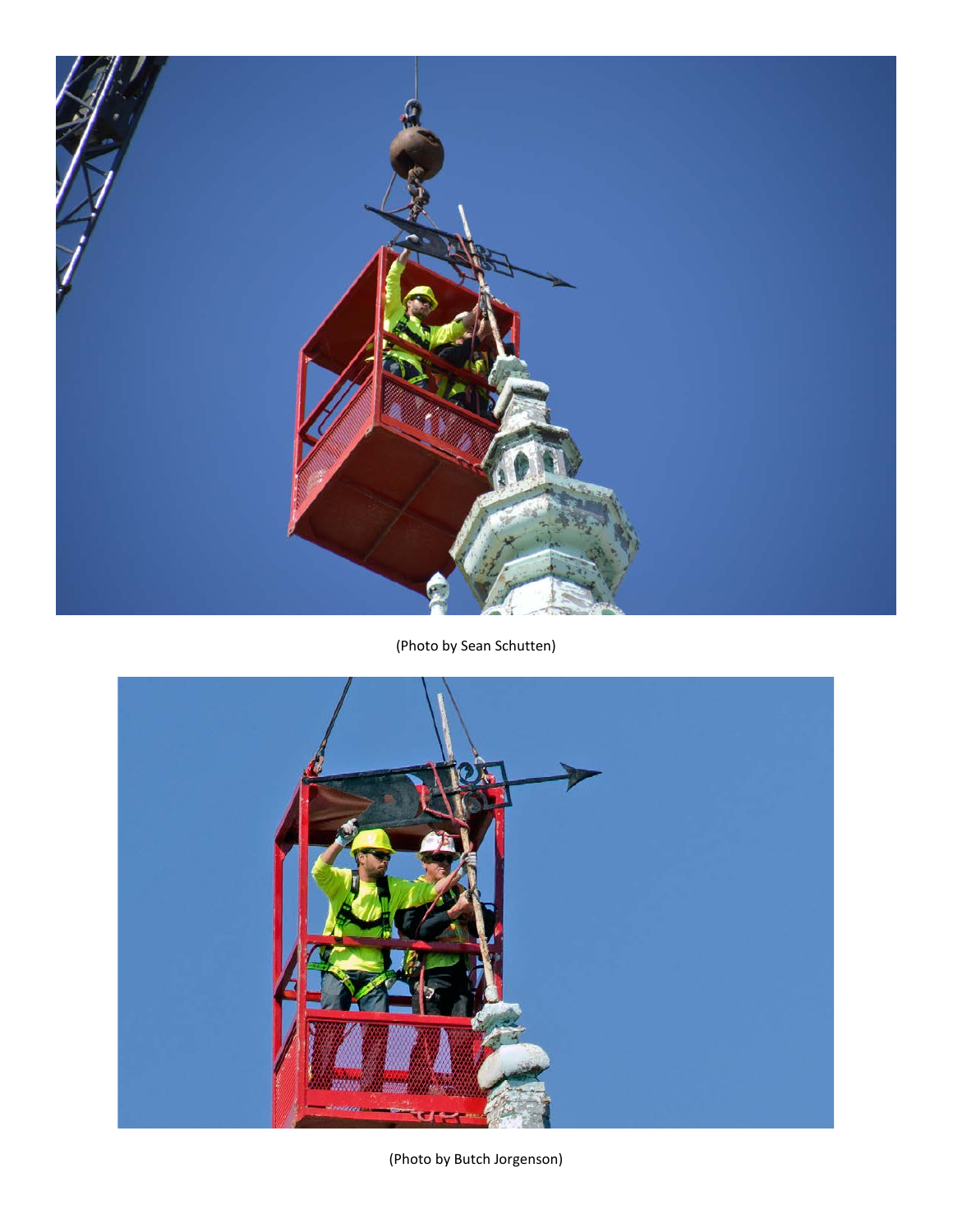(Photo by Sean Schutten)

(Photo by Butch Jorgenson)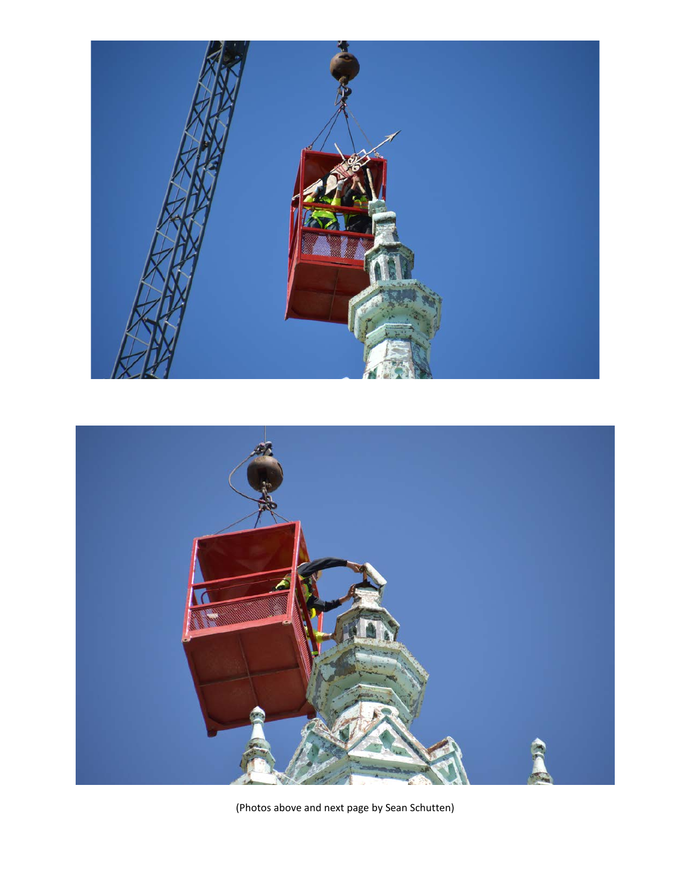(Photos above and next page by Sean Schutten)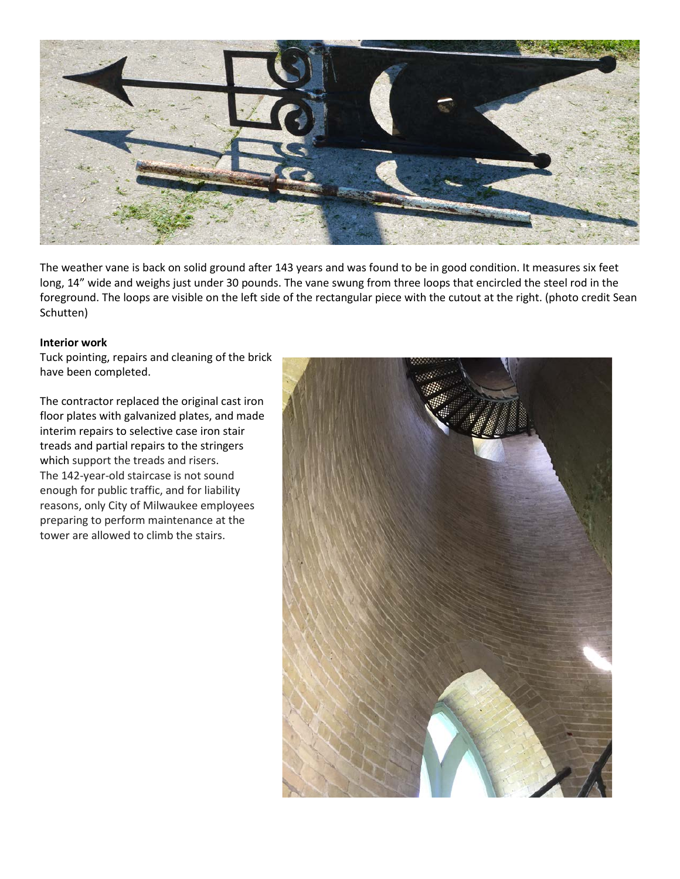The weather vane is back on solid ground after 143 years and was found to be in good condition. It measures six feet long, 14” wide and weighs just under 30 pounds. The vane swung from three loops that encircled the steel rod in the foreground. The loops are visible on the left side of the rectangular piece with the cutout at the right. (photo credit Sean Schutten)

**Interior work**

Tuck pointing, repairs and cleaning of the brick have been completed.

The contractor replaced the original cast iron floor plates with galvanized plates, and made interim repairs to selective case iron stair treads and partial repairs to the stringers which support the treads and risers. The 142-year-old staircase is not sound enough for public traffic, and for liability reasons, only City of Milwaukee employees preparing to perform maintenance at the tower are allowed to climb the stairs.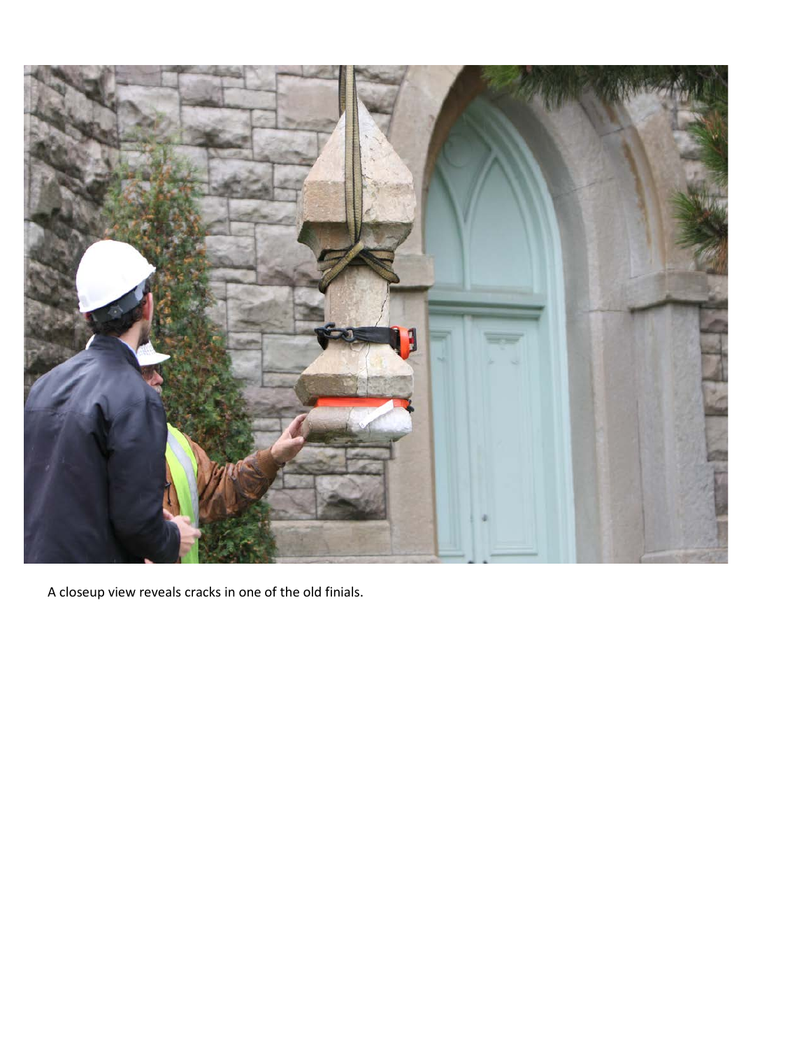A closeup view reveals cracks in one of the old finials.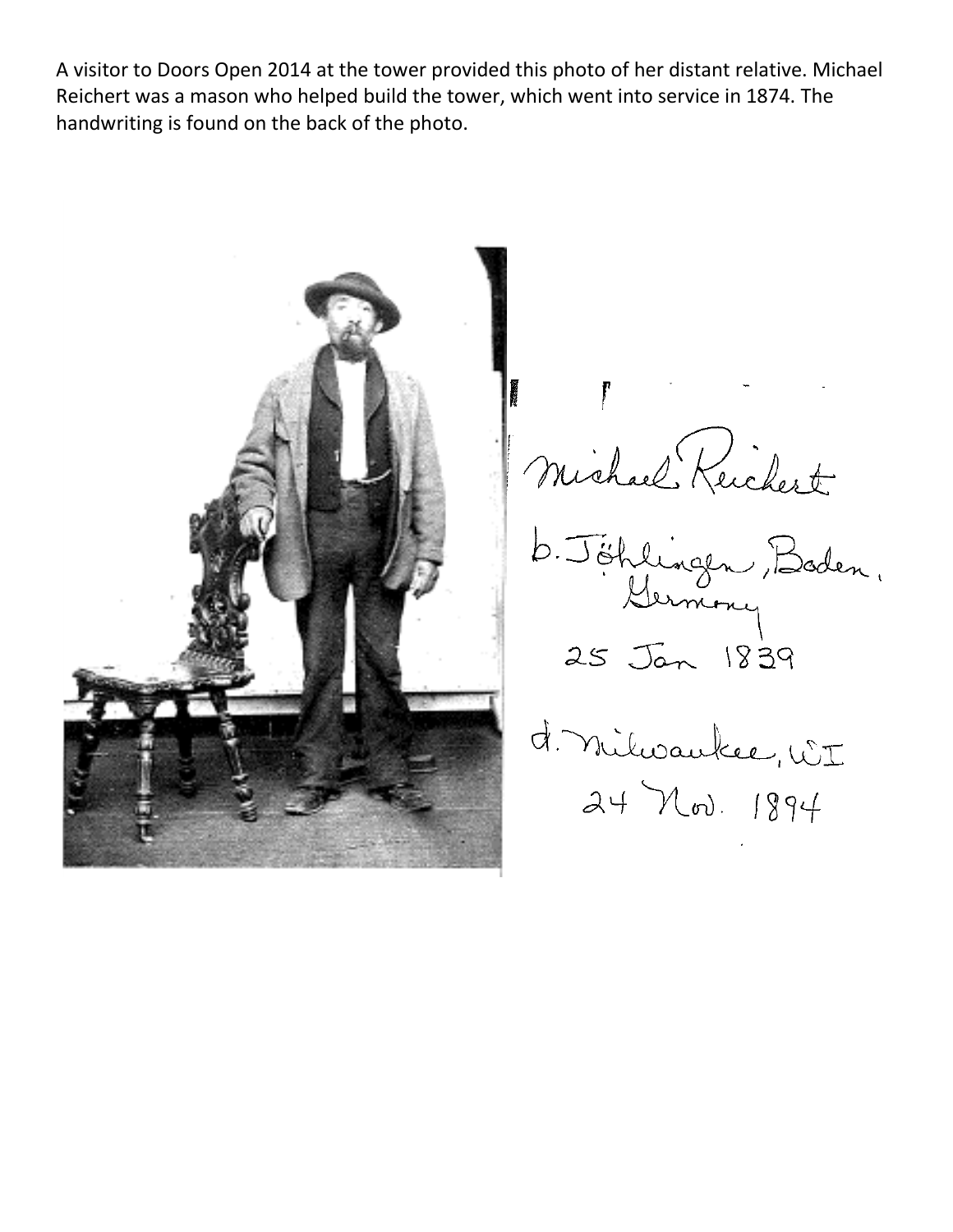A visitor to Doors Open 2014 at the tower provided this photo of her distant relative. Michael Reichert was a mason who helped build the tower, which went into service in 1874. The handwriting is found on the back of the photo.

Michael Reichert

b. Jöhlingen, Baden, Germany

25 Jan 1839

d. Milwaukee, WI

24 Nov. 1894